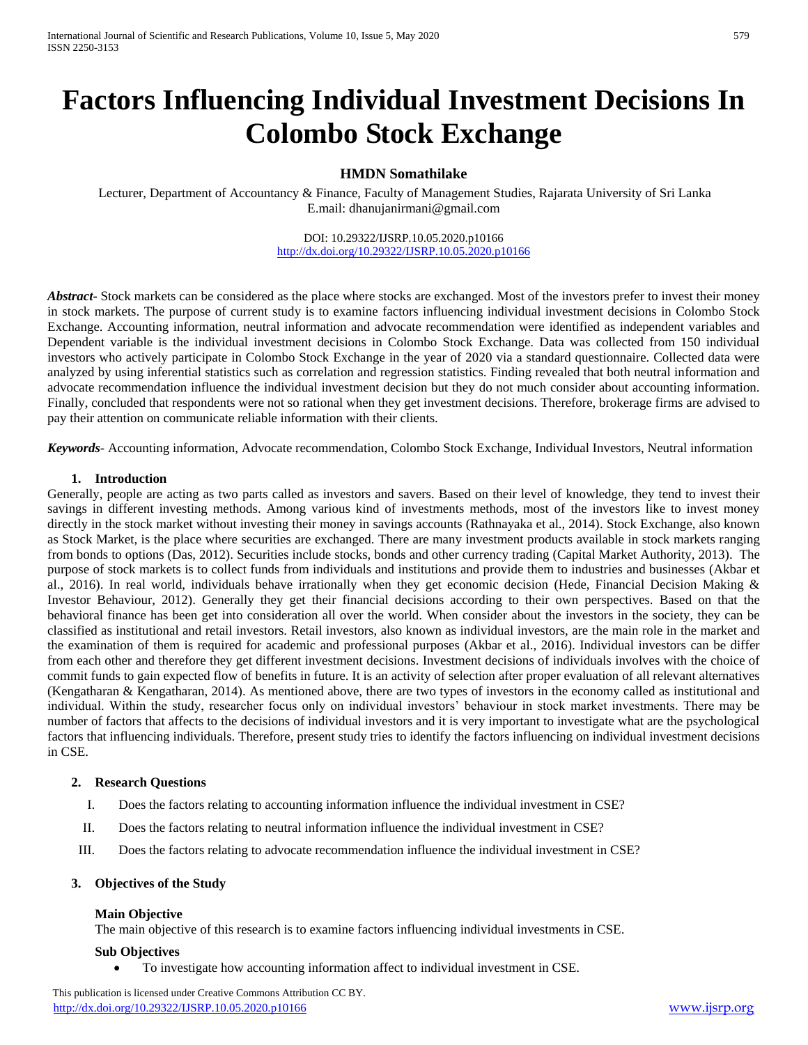# Factors Influencing Individual Investment Decisions In Colombo Stock Exchange

**HMDN Somathilake**

Lecturer, Department of Accountancy & Finance, Faculty of Management Studies, Rajarata University of Sri Lanka
E.mail: dhanujanirmani@gmail.com

DOI: 10.29322/IJSRP.10.05.2020.p10166
http://dx.doi.org/10.29322/IJSRP.10.05.2020.p10166

***Abstract-*** Stock markets can be considered as the place where stocks are exchanged. Most of the investors prefer to invest their money in stock markets. The purpose of current study is to examine factors influencing individual investment decisions in Colombo Stock Exchange. Accounting information, neutral information and advocate recommendation were identified as independent variables and Dependent variable is the individual investment decisions in Colombo Stock Exchange. Data was collected from 150 individual investors who actively participate in Colombo Stock Exchange in the year of 2020 via a standard questionnaire. Collected data were analyzed by using inferential statistics such as correlation and regression statistics. Finding revealed that both neutral information and advocate recommendation influence the individual investment decision but they do not much consider about accounting information. Finally, concluded that respondents were not so rational when they get investment decisions. Therefore, brokerage firms are advised to pay their attention on communicate reliable information with their clients.

***Keywords-*** Accounting information, Advocate recommendation, Colombo Stock Exchange, Individual Investors, Neutral information

## 1. Introduction

Generally, people are acting as two parts called as investors and savers. Based on their level of knowledge, they tend to invest their savings in different investing methods. Among various kind of investments methods, most of the investors like to invest money directly in the stock market without investing their money in savings accounts (Rathnayaka et al., 2014). Stock Exchange, also known as Stock Market, is the place where securities are exchanged. There are many investment products available in stock markets ranging from bonds to options (Das, 2012). Securities include stocks, bonds and other currency trading (Capital Market Authority, 2013). The purpose of stock markets is to collect funds from individuals and institutions and provide them to industries and businesses (Akbar et al., 2016). In real world, individuals behave irrationally when they get economic decision (Hede, Financial Decision Making & Investor Behaviour, 2012). Generally they get their financial decisions according to their own perspectives. Based on that the behavioral finance has been get into consideration all over the world. When consider about the investors in the society, they can be classified as institutional and retail investors. Retail investors, also known as individual investors, are the main role in the market and the examination of them is required for academic and professional purposes (Akbar et al., 2016). Individual investors can be differ from each other and therefore they get different investment decisions. Investment decisions of individuals involves with the choice of commit funds to gain expected flow of benefits in future. It is an activity of selection after proper evaluation of all relevant alternatives (Kengatharan & Kengatharan, 2014). As mentioned above, there are two types of investors in the economy called as institutional and individual. Within the study, researcher focus only on individual investors' behaviour in stock market investments. There may be number of factors that affects to the decisions of individual investors and it is very important to investigate what are the psychological factors that influencing individuals. Therefore, present study tries to identify the factors influencing on individual investment decisions in CSE.

## 2. Research Questions

I. Does the factors relating to accounting information influence the individual investment in CSE?

II. Does the factors relating to neutral information influence the individual investment in CSE?

III. Does the factors relating to advocate recommendation influence the individual investment in CSE?

## 3. Objectives of the Study

**Main Objective**

The main objective of this research is to examine factors influencing individual investments in CSE.

**Sub Objectives**

- To investigate how accounting information affect to individual investment in CSE.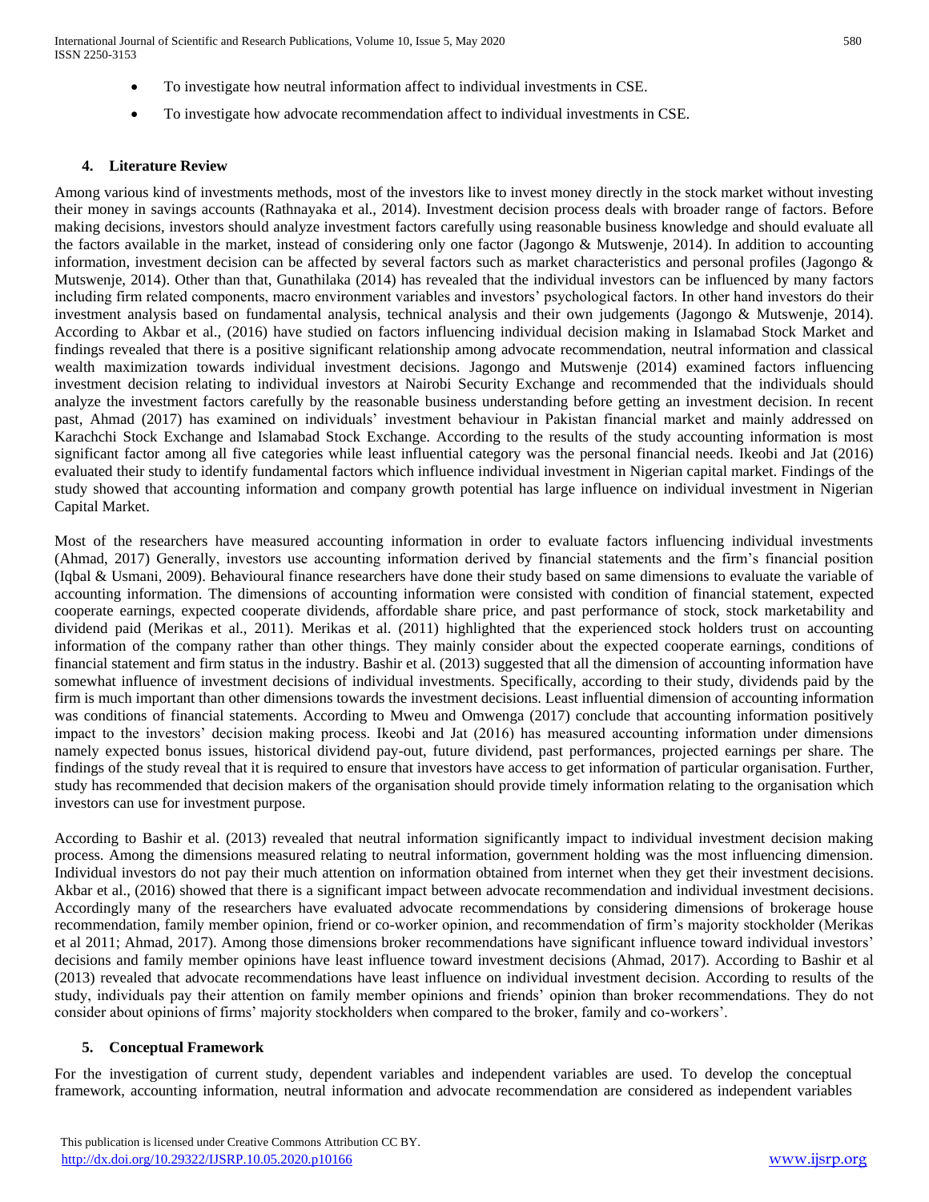- To investigate how neutral information affect to individual investments in CSE.
- To investigate how advocate recommendation affect to individual investments in CSE.

## 4. Literature Review

Among various kind of investments methods, most of the investors like to invest money directly in the stock market without investing their money in savings accounts (Rathnayaka et al., 2014). Investment decision process deals with broader range of factors. Before making decisions, investors should analyze investment factors carefully using reasonable business knowledge and should evaluate all the factors available in the market, instead of considering only one factor (Jagongo & Mutswenje, 2014). In addition to accounting information, investment decision can be affected by several factors such as market characteristics and personal profiles (Jagongo & Mutswenje, 2014). Other than that, Gunathilaka (2014) has revealed that the individual investors can be influenced by many factors including firm related components, macro environment variables and investors' psychological factors. In other hand investors do their investment analysis based on fundamental analysis, technical analysis and their own judgements (Jagongo & Mutswenje, 2014). According to Akbar et al., (2016) have studied on factors influencing individual decision making in Islamabad Stock Market and findings revealed that there is a positive significant relationship among advocate recommendation, neutral information and classical wealth maximization towards individual investment decisions. Jagongo and Mutswenje (2014) examined factors influencing investment decision relating to individual investors at Nairobi Security Exchange and recommended that the individuals should analyze the investment factors carefully by the reasonable business understanding before getting an investment decision. In recent past, Ahmad (2017) has examined on individuals' investment behaviour in Pakistan financial market and mainly addressed on Karachchi Stock Exchange and Islamabad Stock Exchange. According to the results of the study accounting information is most significant factor among all five categories while least influential category was the personal financial needs. Ikeobi and Jat (2016) evaluated their study to identify fundamental factors which influence individual investment in Nigerian capital market. Findings of the study showed that accounting information and company growth potential has large influence on individual investment in Nigerian Capital Market.

Most of the researchers have measured accounting information in order to evaluate factors influencing individual investments (Ahmad, 2017) Generally, investors use accounting information derived by financial statements and the firm's financial position (Iqbal & Usmani, 2009). Behavioural finance researchers have done their study based on same dimensions to evaluate the variable of accounting information. The dimensions of accounting information were consisted with condition of financial statement, expected cooperate earnings, expected cooperate dividends, affordable share price, and past performance of stock, stock marketability and dividend paid (Merikas et al., 2011). Merikas et al. (2011) highlighted that the experienced stock holders trust on accounting information of the company rather than other things. They mainly consider about the expected cooperate earnings, conditions of financial statement and firm status in the industry. Bashir et al. (2013) suggested that all the dimension of accounting information have somewhat influence of investment decisions of individual investments. Specifically, according to their study, dividends paid by the firm is much important than other dimensions towards the investment decisions. Least influential dimension of accounting information was conditions of financial statements. According to Mweu and Omwenga (2017) conclude that accounting information positively impact to the investors' decision making process. Ikeobi and Jat (2016) has measured accounting information under dimensions namely expected bonus issues, historical dividend pay-out, future dividend, past performances, projected earnings per share. The findings of the study reveal that it is required to ensure that investors have access to get information of particular organisation. Further, study has recommended that decision makers of the organisation should provide timely information relating to the organisation which investors can use for investment purpose.

According to Bashir et al. (2013) revealed that neutral information significantly impact to individual investment decision making process. Among the dimensions measured relating to neutral information, government holding was the most influencing dimension. Individual investors do not pay their much attention on information obtained from internet when they get their investment decisions. Akbar et al., (2016) showed that there is a significant impact between advocate recommendation and individual investment decisions. Accordingly many of the researchers have evaluated advocate recommendations by considering dimensions of brokerage house recommendation, family member opinion, friend or co-worker opinion, and recommendation of firm's majority stockholder (Merikas et al 2011; Ahmad, 2017). Among those dimensions broker recommendations have significant influence toward individual investors' decisions and family member opinions have least influence toward investment decisions (Ahmad, 2017). According to Bashir et al (2013) revealed that advocate recommendations have least influence on individual investment decision. According to results of the study, individuals pay their attention on family member opinions and friends' opinion than broker recommendations. They do not consider about opinions of firms' majority stockholders when compared to the broker, family and co-workers'.

## 5. Conceptual Framework

For the investigation of current study, dependent variables and independent variables are used. To develop the conceptual framework, accounting information, neutral information and advocate recommendation are considered as independent variables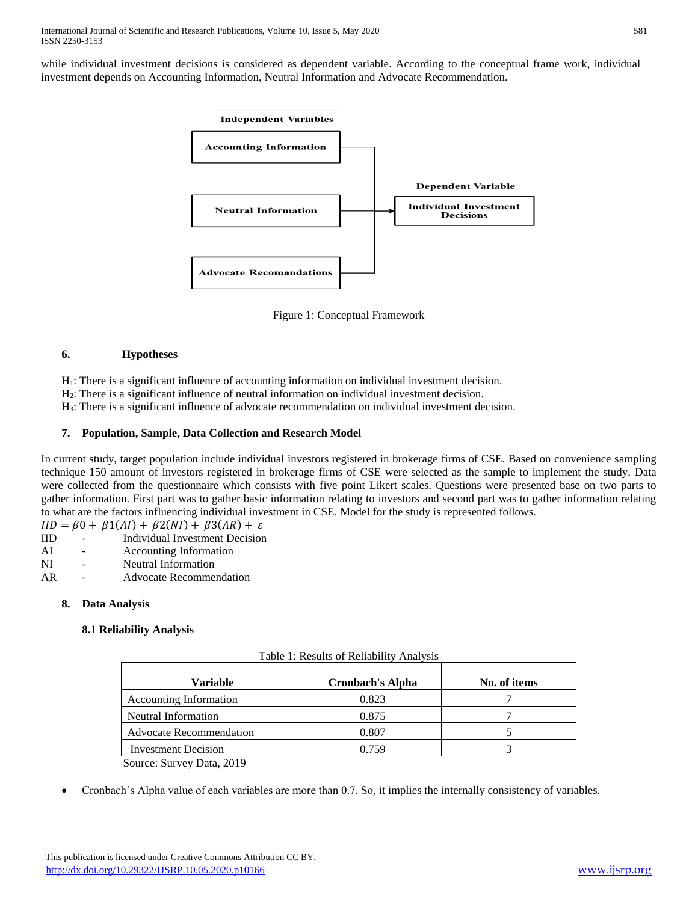while individual investment decisions is considered as dependent variable. According to the conceptual frame work, individual investment depends on Accounting Information, Neutral Information and Advocate Recommendation.

Figure 1: Conceptual Framework

### 6. Hypotheses

$H_1$: There is a significant influence of accounting information on individual investment decision.
$H_2$: There is a significant influence of neutral information on individual investment decision.
$H_3$: There is a significant influence of advocate recommendation on individual investment decision.

### 7. Population, Sample, Data Collection and Research Model

In current study, target population include individual investors registered in brokerage firms of CSE. Based on convenience sampling technique 150 amount of investors registered in brokerage firms of CSE were selected as the sample to implement the study. Data were collected from the questionnaire which consists with five point Likert scales. Questions were presented base on two parts to gather information. First part was to gather basic information relating to investors and second part was to gather information relating to what are the factors influencing individual investment in CSE. Model for the study is represented follows.

$$IID = \beta 0 + \beta 1(AI) + \beta 2(NI) + \beta 3(AR) + \varepsilon$$

IID - Individual Investment Decision
AI - Accounting Information
NI - Neutral Information
AR - Advocate Recommendation

### 8. Data Analysis

#### 8.1 Reliability Analysis

Table 1: Results of Reliability Analysis

| Variable | Cronbach's Alpha | No. of items |
|---|---|---|
| Accounting Information | 0.823 | 7 |
| Neutral Information | 0.875 | 7 |
| Advocate Recommendation | 0.807 | 5 |
| Investment Decision | 0.759 | 3 |

Source: Survey Data, 2019

- Cronbach's Alpha value of each variables are more than 0.7. So, it implies the internally consistency of variables.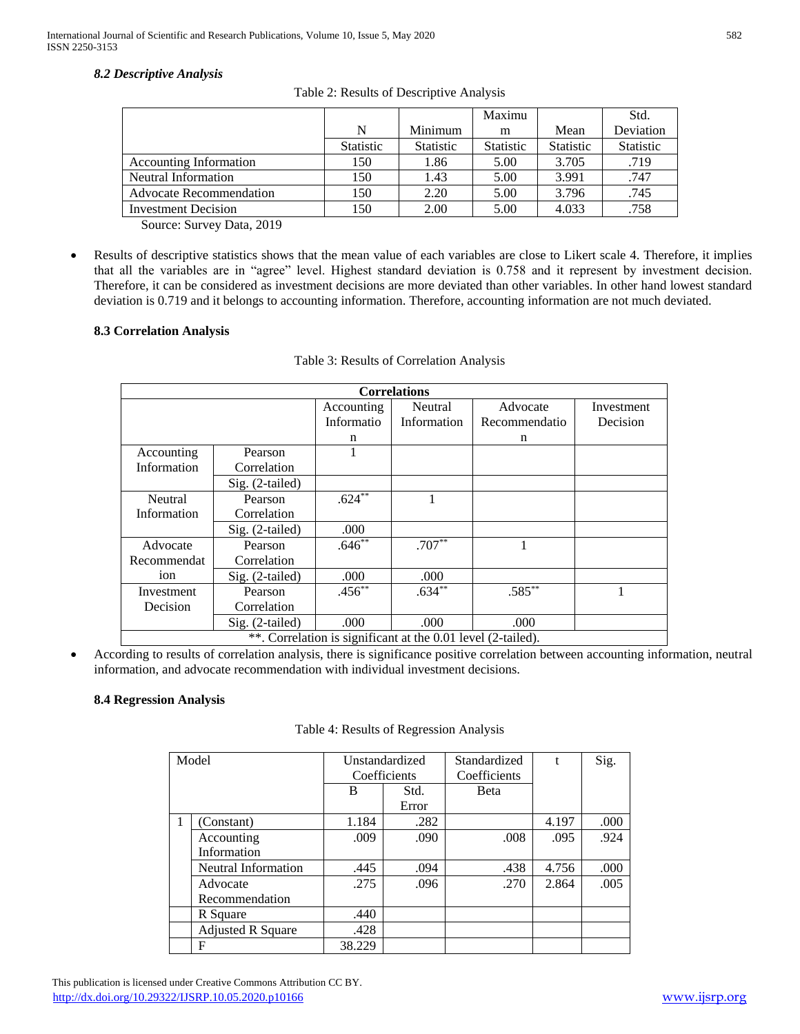### *8.2 Descriptive Analysis*

Table 2: Results of Descriptive Analysis

| | N | Minimum | Maximum | Mean | Std. Deviation |
|---|---|---|---|---|---|
| | Statistic | Statistic | Statistic | Statistic | Statistic |
| Accounting Information | 150 | 1.86 | 5.00 | 3.705 | .719 |
| Neutral Information | 150 | 1.43 | 5.00 | 3.991 | .747 |
| Advocate Recommendation | 150 | 2.20 | 5.00 | 3.796 | .745 |
| Investment Decision | 150 | 2.00 | 5.00 | 4.033 | .758 |

Source: Survey Data, 2019

- Results of descriptive statistics shows that the mean value of each variables are close to Likert scale 4. Therefore, it implies that all the variables are in "agree" level. Highest standard deviation is 0.758 and it represent by investment decision. Therefore, it can be considered as investment decisions are more deviated than other variables. In other hand lowest standard deviation is 0.719 and it belongs to accounting information. Therefore, accounting information are not much deviated.

### 8.3 Correlation Analysis

Table 3: Results of Correlation Analysis

| Correlations | | | | | |
|---|---|---|---|---|---|
| | | Accounting Information | Neutral Information | Advocate Recommendation | Investment Decision |
| Accounting Information | Pearson Correlation | 1 | | | |
| | Sig. (2-tailed) | | | | |
| Neutral Information | Pearson Correlation | .624** | 1 | | |
| | Sig. (2-tailed) | .000 | | | |
| Advocate Recommendation | Pearson Correlation | .646** | .707** | 1 | |
| | Sig. (2-tailed) | .000 | .000 | | |
| Investment Decision | Pearson Correlation | .456** | .634** | .585** | 1 |
| | Sig. (2-tailed) | .000 | .000 | .000 | |
| **. Correlation is significant at the 0.01 level (2-tailed). | | | | | |

- According to results of correlation analysis, there is significance positive correlation between accounting information, neutral information, and advocate recommendation with individual investment decisions.

### 8.4 Regression Analysis

Table 4: Results of Regression Analysis

| Model | | Unstandardized Coefficients | | Standardized Coefficients | t | Sig. |
|---|---|---|---|---|---|---|
| | | B | Std. Error | Beta | | |
| 1 | (Constant) | 1.184 | .282 | | 4.197 | .000 |
| | Accounting Information | .009 | .090 | .008 | .095 | .924 |
| | Neutral Information | .445 | .094 | .438 | 4.756 | .000 |
| | Advocate Recommendation | .275 | .096 | .270 | 2.864 | .005 |
| | R Square | .440 | | | | |
| | Adjusted R Square | .428 | | | | |
| | F | 38.229 | | | | |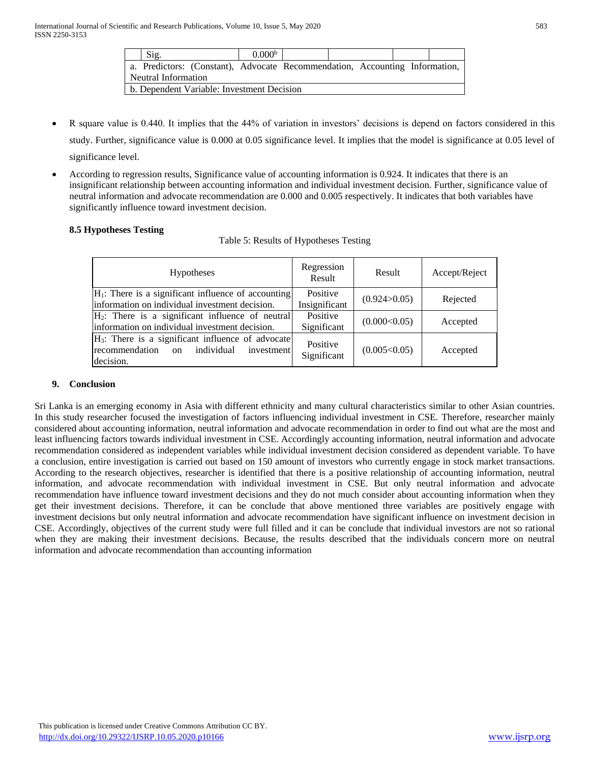| | Sig. | $0.000^b$ | | | | |
|---|---|---|---|---|---|---|
| a. Predictors: (Constant), Advocate Recommendation, Accounting Information, Neutral Information | | | | | | |
| b. Dependent Variable: Investment Decision | | | | | | |

- R square value is 0.440. It implies that the 44% of variation in investors' decisions is depend on factors considered in this study. Further, significance value is 0.000 at 0.05 significance level. It implies that the model is significance at 0.05 level of significance level.
- According to regression results, Significance value of accounting information is 0.924. It indicates that there is an insignificant relationship between accounting information and individual investment decision. Further, significance value of neutral information and advocate recommendation are 0.000 and 0.005 respectively. It indicates that both variables have significantly influence toward investment decision.

### 8.5 Hypotheses Testing

Table 5: Results of Hypotheses Testing

| Hypotheses | Regression Result | Result | Accept/Reject |
|---|---|---|---|
| $H_1$: There is a significant influence of accounting information on individual investment decision. | Positive Insignificant | (0.924>0.05) | Rejected |
| $H_2$: There is a significant influence of neutral information on individual investment decision. | Positive Significant | (0.000<0.05) | Accepted |
| $H_3$: There is a significant influence of advocate recommendation on individual investment decision. | Positive Significant | (0.005<0.05) | Accepted |

## 9. Conclusion

Sri Lanka is an emerging economy in Asia with different ethnicity and many cultural characteristics similar to other Asian countries. In this study researcher focused the investigation of factors influencing individual investment in CSE. Therefore, researcher mainly considered about accounting information, neutral information and advocate recommendation in order to find out what are the most and least influencing factors towards individual investment in CSE. Accordingly accounting information, neutral information and advocate recommendation considered as independent variables while individual investment decision considered as dependent variable. To have a conclusion, entire investigation is carried out based on 150 amount of investors who currently engage in stock market transactions. According to the research objectives, researcher is identified that there is a positive relationship of accounting information, neutral information, and advocate recommendation with individual investment in CSE. But only neutral information and advocate recommendation have influence toward investment decisions and they do not much consider about accounting information when they get their investment decisions. Therefore, it can be conclude that above mentioned three variables are positively engage with investment decisions but only neutral information and advocate recommendation have significant influence on investment decision in CSE. Accordingly, objectives of the current study were full filled and it can be conclude that individual investors are not so rational when they are making their investment decisions. Because, the results described that the individuals concern more on neutral information and advocate recommendation than accounting information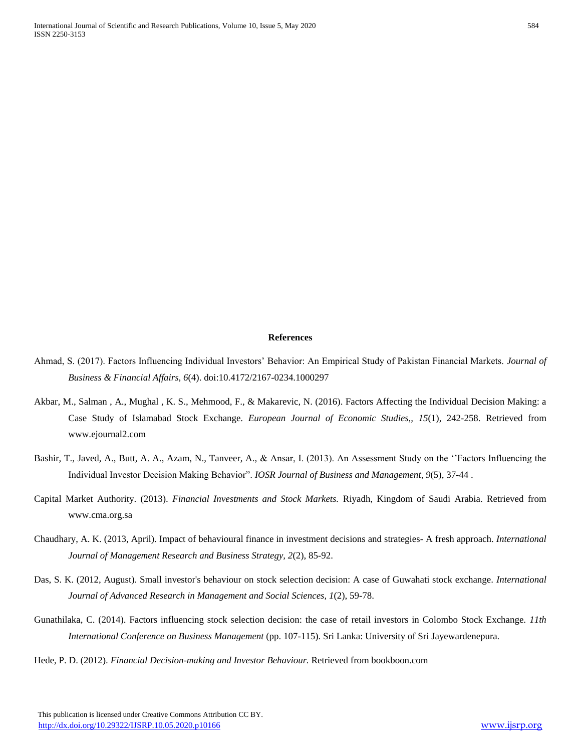**References**

Ahmad, S. (2017). Factors Influencing Individual Investors' Behavior: An Empirical Study of Pakistan Financial Markets. *Journal of Business & Financial Affairs, 6*(4). doi:10.4172/2167-0234.1000297

Akbar, M., Salman , A., Mughal , K. S., Mehmood, F., & Makarevic, N. (2016). Factors Affecting the Individual Decision Making: a Case Study of Islamabad Stock Exchange. *European Journal of Economic Studies,, 15*(1), 242-258. Retrieved from www.ejournal2.com

Bashir, T., Javed, A., Butt, A. A., Azam, N., Tanveer, A., & Ansar, I. (2013). An Assessment Study on the ''Factors Influencing the Individual Investor Decision Making Behavior". *IOSR Journal of Business and Management, 9*(5), 37-44 .

Capital Market Authority. (2013). *Financial Investments and Stock Markets.* Riyadh, Kingdom of Saudi Arabia. Retrieved from www.cma.org.sa

Chaudhary, A. K. (2013, April). Impact of behavioural finance in investment decisions and strategies- A fresh approach. *International Journal of Management Research and Business Strategy, 2*(2), 85-92.

Das, S. K. (2012, August). Small investor's behaviour on stock selection decision: A case of Guwahati stock exchange. *International Journal of Advanced Research in Management and Social Sciences, 1*(2), 59-78.

Gunathilaka, C. (2014). Factors influencing stock selection decision: the case of retail investors in Colombo Stock Exchange. *11th International Conference on Business Management* (pp. 107-115). Sri Lanka: University of Sri Jayewardenepura.

Hede, P. D. (2012). *Financial Decision-making and Investor Behaviour.* Retrieved from bookboon.com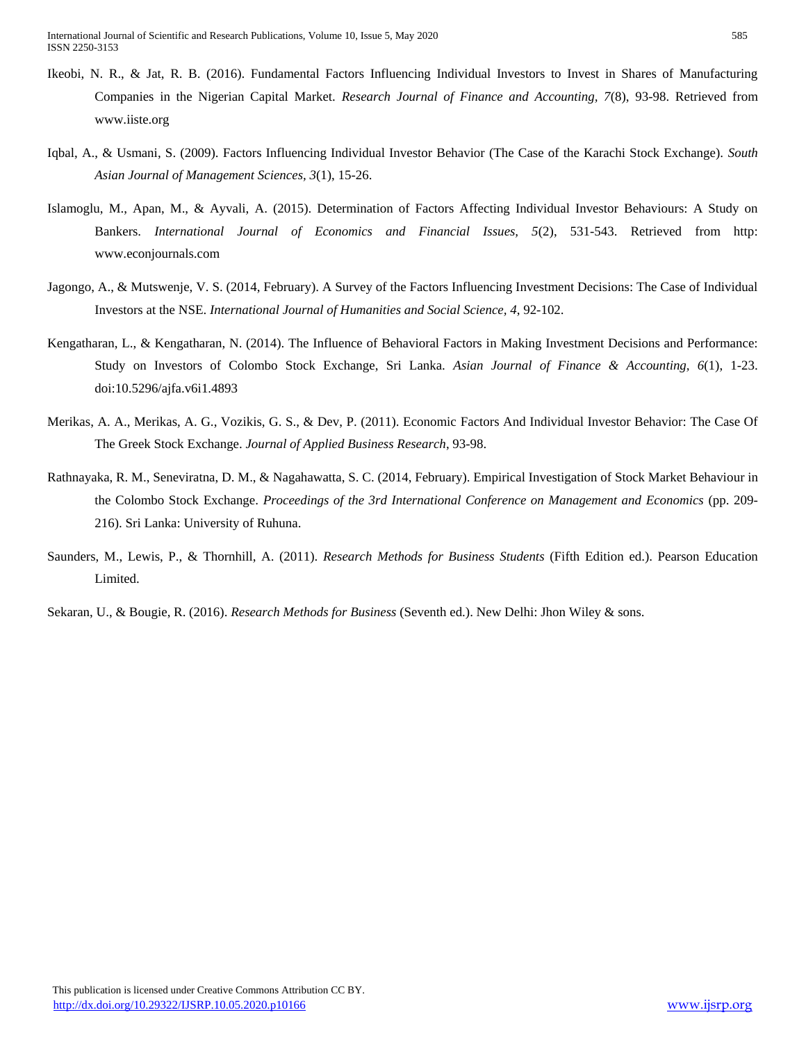Ikeobi, N. R., & Jat, R. B. (2016). Fundamental Factors Influencing Individual Investors to Invest in Shares of Manufacturing Companies in the Nigerian Capital Market. *Research Journal of Finance and Accounting, 7*(8), 93-98. Retrieved from www.iiste.org

Iqbal, A., & Usmani, S. (2009). Factors Influencing Individual Investor Behavior (The Case of the Karachi Stock Exchange). *South Asian Journal of Management Sciences, 3*(1), 15-26.

Islamoglu, M., Apan, M., & Ayvali, A. (2015). Determination of Factors Affecting Individual Investor Behaviours: A Study on Bankers. *International Journal of Economics and Financial Issues, 5*(2), 531-543. Retrieved from http: www.econjournals.com

Jagongo, A., & Mutswenje, V. S. (2014, February). A Survey of the Factors Influencing Investment Decisions: The Case of Individual Investors at the NSE. *International Journal of Humanities and Social Science, 4*, 92-102.

Kengatharan, L., & Kengatharan, N. (2014). The Influence of Behavioral Factors in Making Investment Decisions and Performance: Study on Investors of Colombo Stock Exchange, Sri Lanka. *Asian Journal of Finance & Accounting, 6*(1), 1-23. doi:10.5296/ajfa.v6i1.4893

Merikas, A. A., Merikas, A. G., Vozikis, G. S., & Dev, P. (2011). Economic Factors And Individual Investor Behavior: The Case Of The Greek Stock Exchange. *Journal of Applied Business Research*, 93-98.

Rathnayaka, R. M., Seneviratna, D. M., & Nagahawatta, S. C. (2014, February). Empirical Investigation of Stock Market Behaviour in the Colombo Stock Exchange. *Proceedings of the 3rd International Conference on Management and Economics* (pp. 209-216). Sri Lanka: University of Ruhuna.

Saunders, M., Lewis, P., & Thornhill, A. (2011). *Research Methods for Business Students* (Fifth Edition ed.). Pearson Education Limited.

Sekaran, U., & Bougie, R. (2016). *Research Methods for Business* (Seventh ed.). New Delhi: Jhon Wiley & sons.

This publication is licensed under Creative Commons Attribution CC BY.
http://dx.doi.org/10.29322/IJSRP.10.05.2020.p10166